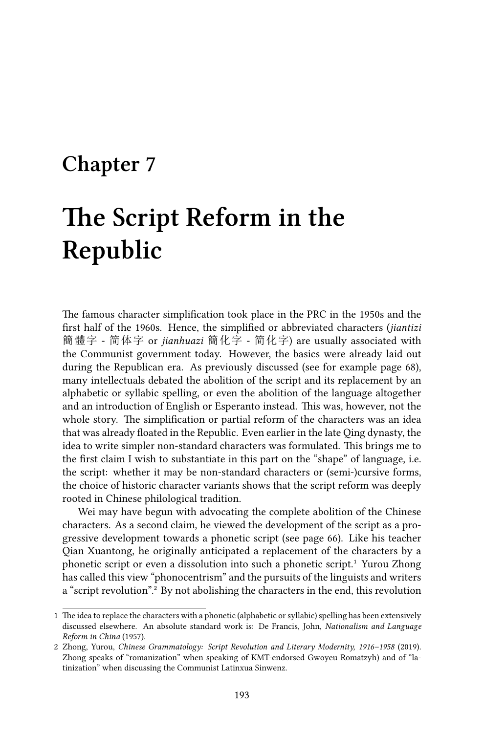# Chapter 7

# The Script Reform in the Republic

The famous character simplification took place in the PRC in the 1950s and the first half of the 1960s. Hence, the simplified or abbreviated characters (*jiantizi* 簡體字 - 简体字 or *jianhuazi* 簡化字 - 简化字) are usually associated with the Communist government today. However, the basics were already laid out during the Republican era. As previously discussed (see for example page 68), many intellectuals debated the abolition of the script and its replacement by an alphabetic or syllabic spelling, or even the abolition of the language altogether and an introduction of English or Esperanto instead. This was, however, not the whole story. The simplification or partial reform of the characters was an idea that was already floated in the Republic. Even earlier in the late Qing dynasty, the idea to write simpler non-standard characters was formulated. This brings me to the first claim I wish to substantiate in this part on the "shape" of language, i.e. the script: whether it may be non-standard characters or (semi-)cursive forms, the choice of historic character variants shows that the script reform was deeply rooted in Chinese philological tradition.

Wei may have begun with advocating the complete abolition of the Chinese characters. As a second claim, he viewed the development of the script as a progressive development towards a phonetic script (see page 66). Like his teacher Qian Xuantong, he originally anticipated a replacement of the characters by a phonetic script or even a dissolution into such a phonetic script.[1] Yurou Zhong has called this view "phonocentrism" and the pursuits of the linguists and writers a "script revolution".[2] By not abolishing the characters in the end, this revolution

---

1 The idea to replace the characters with a phonetic (alphabetic or syllabic) spelling has been extensively discussed elsewhere. An absolute standard work is: De Francis, John, *Nationalism and Language Reform in China* (1957).

2 Zhong, Yurou, *Chinese Grammatology: Script Revolution and Literary Modernity, 1916–1958* (2019). Zhong speaks of "romanization" when speaking of KMT-endorsed Gwoyeu Romatzyh) and of "latinization" when discussing the Communist Latinxua Sinwenz.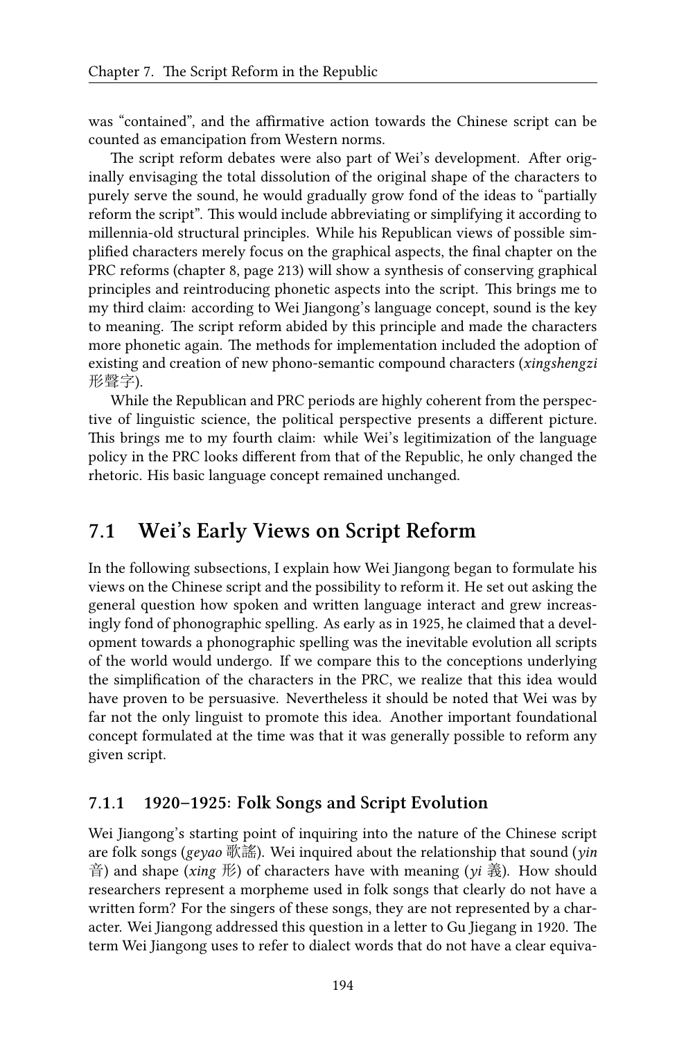was “contained”, and the affirmative action towards the Chinese script can be counted as emancipation from Western norms.

The script reform debates were also part of Wei’s development. After originally envisaging the total dissolution of the original shape of the characters to purely serve the sound, he would gradually grow fond of the ideas to “partially reform the script”. This would include abbreviating or simplifying it according to millennia-old structural principles. While his Republican views of possible simplified characters merely focus on the graphical aspects, the final chapter on the PRC reforms (chapter 8, page 213) will show a synthesis of conserving graphical principles and reintroducing phonetic aspects into the script. This brings me to my third claim: according to Wei Jiangong’s language concept, sound is the key to meaning. The script reform abided by this principle and made the characters more phonetic again. The methods for implementation included the adoption of existing and creation of new phono-semantic compound characters (*xingshengzi* 形聲字).

While the Republican and PRC periods are highly coherent from the perspective of linguistic science, the political perspective presents a different picture. This brings me to my fourth claim: while Wei’s legitimization of the language policy in the PRC looks different from that of the Republic, he only changed the rhetoric. His basic language concept remained unchanged.

## 7.1 Wei’s Early Views on Script Reform

In the following subsections, I explain how Wei Jiangong began to formulate his views on the Chinese script and the possibility to reform it. He set out asking the general question how spoken and written language interact and grew increasingly fond of phonographic spelling. As early as in 1925, he claimed that a development towards a phonographic spelling was the inevitable evolution all scripts of the world would undergo. If we compare this to the conceptions underlying the simplification of the characters in the PRC, we realize that this idea would have proven to be persuasive. Nevertheless it should be noted that Wei was by far not the only linguist to promote this idea. Another important foundational concept formulated at the time was that it was generally possible to reform any given script.

### 7.1.1 1920–1925: Folk Songs and Script Evolution

Wei Jiangong’s starting point of inquiring into the nature of the Chinese script are folk songs (*geyao* 歌謠). Wei inquired about the relationship that sound (*yin* 音) and shape (*xing* 形) of characters have with meaning (*yi* 義). How should researchers represent a morpheme used in folk songs that clearly do not have a written form? For the singers of these songs, they are not represented by a character. Wei Jiangong addressed this question in a letter to Gu Jiegang in 1920. The term Wei Jiangong uses to refer to dialect words that do not have a clear equiva-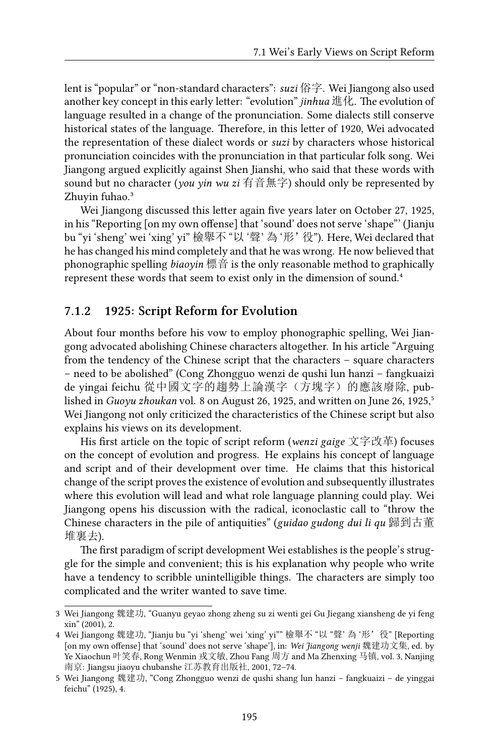lent is "popular" or "non-standard characters": *suzi* 俗字. Wei Jiangong also used another key concept in this early letter: "evolution" *jinhua* 進化. The evolution of language resulted in a change of the pronunciation. Some dialects still conserve historical states of the language. Therefore, in this letter of 1920, Wei advocated the representation of these dialect words or *suzi* by characters whose historical pronunciation coincides with the pronunciation in that particular folk song. Wei Jiangong argued explicitly against Shen Jianshi, who said that these words with sound but no character (*you yin wu zi* 有音無字) should only be represented by Zhuyin fuhao.[3]

Wei Jiangong discussed this letter again five years later on October 27, 1925, in his "Reporting [on my own offense] that 'sound' does not serve 'shape'" (Jianju bu "yi 'sheng' wei 'xing' yi" 檢舉不 "以 '聲' 為 '形' 役"). Here, Wei declared that he has changed his mind completely and that he was wrong. He now believed that phonographic spelling *biaoyin* 標音 is the only reasonable method to graphically represent these words that seem to exist only in the dimension of sound.[4]

### 7.1.2 1925: Script Reform for Evolution

About four months before his vow to employ phonographic spelling, Wei Jiangong advocated abolishing Chinese characters altogether. In his article "Arguing from the tendency of the Chinese script that the characters – square characters – need to be abolished" (Cong Zhongguo wenzi de qushi lun hanzi – fangkuaizi de yingai feichu 從中國文字的趨勢上論漢字（方塊字）的應該廢除, published in *Guoyu zhoukan* vol. 8 on August 26, 1925, and written on June 26, 1925,[5] Wei Jiangong not only criticized the characteristics of the Chinese script but also explains his views on its development.

His first article on the topic of script reform (*wenzi gaige* 文字改革) focuses on the concept of evolution and progress. He explains his concept of language and script and of their development over time. He claims that this historical change of the script proves the existence of evolution and subsequently illustrates where this evolution will lead and what role language planning could play. Wei Jiangong opens his discussion with the radical, iconoclastic call to "throw the Chinese characters in the pile of antiquities" (*guidao gudong dui li qu* 歸到古董堆裏去).

The first paradigm of script development Wei establishes is the people's struggle for the simple and convenient; this is his explanation why people who write have a tendency to scribble unintelligible things. The characters are simply too complicated and the writer wanted to save time.

---

3 Wei Jiangong 魏建功, "Guanyu geyao zhong zheng su zi wenti gei Gu Jiegang xiansheng de yi feng xin" (2001), 2.

4 Wei Jiangong 魏建功, "Jianju bu "yi 'sheng' wei 'xing' yi"" 檢舉不 "以 "聲' 為 '形' 役" [Reporting [on my own offense] that 'sound' does not serve 'shape'], in: *Wei Jiangong wenji* 魏建功文集, ed. by Ye Xiaochun 叶笑春, Rong Wenmin 戎文敏, Zhou Fang 周方 and Ma Zhenxing 马镇, vol. 3, Nanjing 南京: Jiangsu jiaoyu chubanshe 江苏教育出版社, 2001, 72–74.

5 Wei Jiangong 魏建功, "Cong Zhongguo wenzi de qushi shang lun hanzi – fangkuaizi – de yinggai feichu" (1925), 4.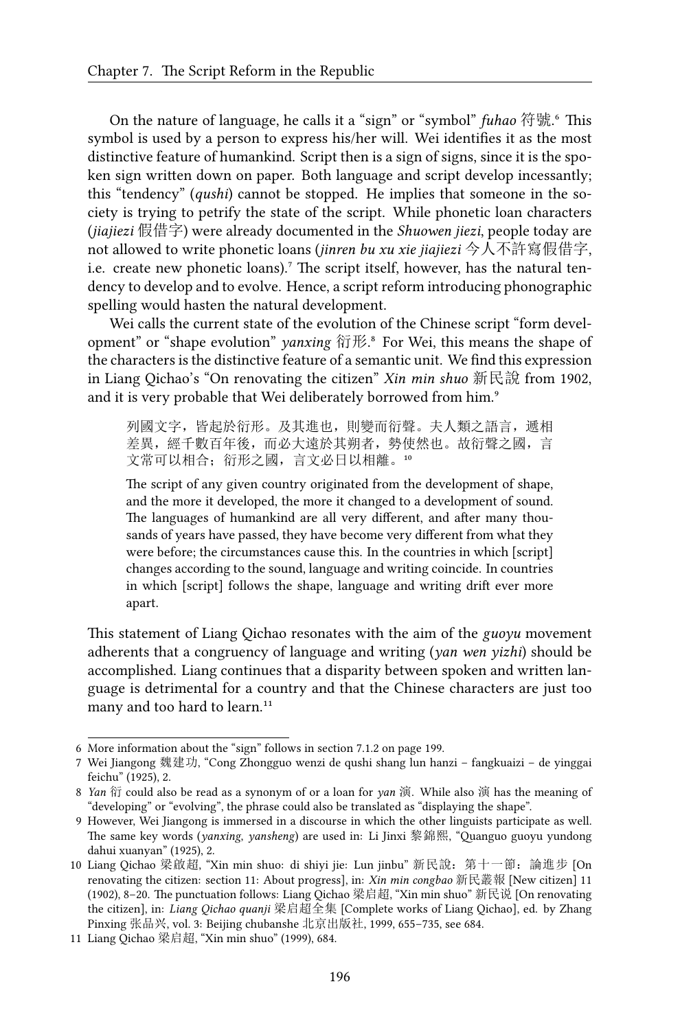On the nature of language, he calls it a "sign" or "symbol" *fuhao* 符號.[6] This symbol is used by a person to express his/her will. Wei identifies it as the most distinctive feature of humankind. Script then is a sign of signs, since it is the spoken sign written down on paper. Both language and script develop incessantly; this "tendency" (*qushi*) cannot be stopped. He implies that someone in the society is trying to petrify the state of the script. While phonetic loan characters (*jiajiezi* 假借字) were already documented in the *Shuowen jiezi*, people today are not allowed to write phonetic loans (*jinren bu xu xie jiajiezi* 今人不許寫假借字, i.e. create new phonetic loans).[7] The script itself, however, has the natural tendency to develop and to evolve. Hence, a script reform introducing phonographic spelling would hasten the natural development.

Wei calls the current state of the evolution of the Chinese script "form development" or "shape evolution" *yanxing* 衍形.[8] For Wei, this means the shape of the characters is the distinctive feature of a semantic unit. We find this expression in Liang Qichao's "On renovating the citizen" *Xin min shuo* 新民說 from 1902, and it is very probable that Wei deliberately borrowed from him.[9]

> 列國文字，皆起於衍形。及其進也，則變而衍聲。夫人類之語言，遞相差異，經千數百年後，而必大遠於其朔者，勢使然也。故衍聲之國，言文常可以相合；衍形之國，言文必日以相離。[10]
>
> The script of any given country originated from the development of shape, and the more it developed, the more it changed to a development of sound. The languages of humankind are all very different, and after many thousands of years have passed, they have become very different from what they were before; the circumstances cause this. In the countries in which [script] changes according to the sound, language and writing coincide. In countries in which [script] follows the shape, language and writing drift ever more apart.

This statement of Liang Qichao resonates with the aim of the *guoyu* movement adherents that a congruency of language and writing (*yan wen yizhi*) should be accomplished. Liang continues that a disparity between spoken and written language is detrimental for a country and that the Chinese characters are just too many and too hard to learn.[11]

---

6 More information about the "sign" follows in section 7.1.2 on page 199.

7 Wei Jiangong 魏建功, "Cong Zhongguo wenzi de qushi shang lun hanzi – fangkuaizi – de yinggai feichu" (1925), 2.

8 *Yan* 衍 could also be read as a synonym of or a loan for *yan* 演. While also 演 has the meaning of "developing" or "evolving", the phrase could also be translated as "displaying the shape".

9 However, Wei Jiangong is immersed in a discourse in which the other linguists participate as well. The same key words (*yanxing*, *yansheng*) are used in: Li Jinxi 黎錦熙, "Quanguo guoyu yundong dahui xuanyan" (1925), 2.

10 Liang Qichao 梁啟超, "Xin min shuo: di shiyi jie: Lun jinbu" 新民說：第十一節：論進步 [On renovating the citizen: section 11: About progress], in: *Xin min congbao* 新民叢報 [New citizen] 11 (1902), 8–20. The punctuation follows: Liang Qichao 梁启超, "Xin min shuo" 新民说 [On renovating the citizen], in: *Liang Qichao quanji* 梁启超全集 [Complete works of Liang Qichao], ed. by Zhang Pinxing 张品兴, vol. 3: Beijing chubanshe 北京出版社, 1999, 655–735, see 684.

11 Liang Qichao 梁启超, "Xin min shuo" (1999), 684.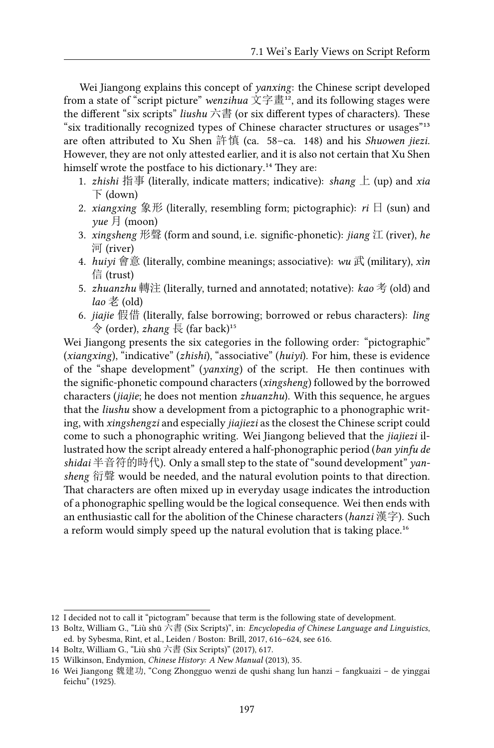Wei Jiangong explains this concept of *yanxing*: the Chinese script developed from a state of "script picture" *wenzihua* 文字畫[12], and its following stages were the different "six scripts" *liushu* 六書 (or six different types of characters). These "six traditionally recognized types of Chinese character structures or usages"[13] are often attributed to Xu Shen 許慎 (ca. 58–ca. 148) and his *Shuowen jiezi*. However, they are not only attested earlier, and it is also not certain that Xu Shen himself wrote the postface to his dictionary.[14] They are:

1. *zhishi* 指事 (literally, indicate matters; indicative): *shang* 上 (up) and *xia* 下 (down)
2. *xiangxing* 象形 (literally, resembling form; pictographic): *ri* 日 (sun) and *yue* 月 (moon)
3. *xingsheng* 形聲 (form and sound, i.e. signific-phonetic): *jiang* 江 (river), *he* 河 (river)
4. *huiyi* 會意 (literally, combine meanings; associative): *wu* 武 (military), *xìn* 信 (trust)
5. *zhuanzhu* 轉注 (literally, turned and annotated; notative): *kao* 考 (old) and *lao* 老 (old)
6. *jiajie* 假借 (literally, false borrowing; borrowed or rebus characters): *ling* 令 (order), *zhang* 長 (far back)[15]

Wei Jiangong presents the six categories in the following order: "pictographic" (*xiangxing*), "indicative" (*zhishi*), "associative" (*huiyi*). For him, these is evidence of the "shape development" (*yanxing*) of the script. He then continues with the signific-phonetic compound characters (*xingsheng*) followed by the borrowed characters (*jiajie*; he does not mention *zhuanzhu*). With this sequence, he argues that the *liushu* show a development from a pictographic to a phonographic writing, with *xingshengzi* and especially *jiajiezi* as the closest the Chinese script could come to such a phonographic writing. Wei Jiangong believed that the *jiajiezi* illustrated how the script already entered a half-phonographic period (*ban yinfu de shidai* 半音符的時代). Only a small step to the state of "sound development" *yansheng* 衍聲 would be needed, and the natural evolution points to that direction. That characters are often mixed up in everyday usage indicates the introduction of a phonographic spelling would be the logical consequence. Wei then ends with an enthusiastic call for the abolition of the Chinese characters (*hanzi* 漢字). Such a reform would simply speed up the natural evolution that is taking place.[16]

---

12 I decided not to call it "pictogram" because that term is the following state of development.

13 Boltz, William G., "Liù shū 六書 (Six Scripts)", in: *Encyclopedia of Chinese Language and Linguistics*, ed. by Sybesma, Rint, et al., Leiden / Boston: Brill, 2017, 616–624, see 616.

14 Boltz, William G., "Liù shū 六書 (Six Scripts)" (2017), 617.

15 Wilkinson, Endymion, *Chinese History: A New Manual* (2013), 35.

16 Wei Jiangong 魏建功, "Cong Zhongguo wenzi de qushi shang lun hanzi – fangkuaizi – de yinggai feichu" (1925).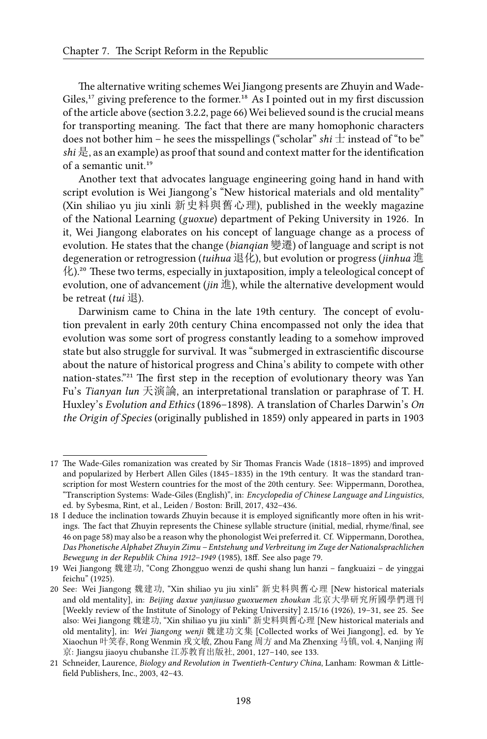The alternative writing schemes Wei Jiangong presents are Zhuyin and Wade-Giles,[17] giving preference to the former.[18] As I pointed out in my first discussion of the article above (section 3.2.2, page 66) Wei believed sound is the crucial means for transporting meaning. The fact that there are many homophonic characters does not bother him – he sees the misspellings ("scholar" *shi* 士 instead of "to be" *shi* 是, as an example) as proof that sound and context matter for the identification of a semantic unit.[19]

Another text that advocates language engineering going hand in hand with script evolution is Wei Jiangong's "New historical materials and old mentality" (Xin shiliao yu jiu xinli 新史料與舊心理), published in the weekly magazine of the National Learning (*guoxue*) department of Peking University in 1926. In it, Wei Jiangong elaborates on his concept of language change as a process of evolution. He states that the change (*bianqian* 變遷) of language and script is not degeneration or retrogression (*tuihua* 退化), but evolution or progress (*jinhua* 進化).[20] These two terms, especially in juxtaposition, imply a teleological concept of evolution, one of advancement (*jin* 進), while the alternative development would be retreat (*tui* 退).

Darwinism came to China in the late 19th century. The concept of evolution prevalent in early 20th century China encompassed not only the idea that evolution was some sort of progress constantly leading to a somehow improved state but also struggle for survival. It was "submerged in extrascientific discourse about the nature of historical progress and China's ability to compete with other nation-states."[21] The first step in the reception of evolutionary theory was Yan Fu's *Tianyan lun* 天演論, an interpretational translation or paraphrase of T. H. Huxley's *Evolution and Ethics* (1896–1898). A translation of Charles Darwin's *On the Origin of Species* (originally published in 1859) only appeared in parts in 1903

---

17 The Wade-Giles romanization was created by Sir Thomas Francis Wade (1818–1895) and improved and popularized by Herbert Allen Giles (1845–1835) in the 19th century. It was the standard transcription for most Western countries for the most of the 20th century. See: Wippermann, Dorothea, "Transcription Systems: Wade-Giles (English)", in: *Encyclopedia of Chinese Language and Linguistics*, ed. by Sybesma, Rint, et al., Leiden / Boston: Brill, 2017, 432–436.

18 I deduce the inclination towards Zhuyin because it is employed significantly more often in his writings. The fact that Zhuyin represents the Chinese syllable structure (initial, medial, rhyme/final, see 46 on page 58) may also be a reason why the phonologist Wei preferred it. Cf. Wippermann, Dorothea, *Das Phonetische Alphabet Zhuyin Zimu – Entstehung und Verbreitung im Zuge der Nationalsprachlichen Bewegung in der Republik China 1912–1949* (1985), 18ff. See also page 79.

19 Wei Jiangong 魏建功, "Cong Zhongguo wenzi de qushi shang lun hanzi – fangkuaizi – de yinggai feichu" (1925).

20 See: Wei Jiangong 魏建功, "Xin shiliao yu jiu xinli" 新史料與舊心理 [New historical materials and old mentality], in: *Beijing daxue yanjiusuo guoxuemen zhoukan* 北京大學研究所國學門週刊 [Weekly review of the Institute of Sinology of Peking University] 2.15/16 (1926), 19–31, see 25. See also: Wei Jiangong 魏建功, "Xin shiliao yu jiu xinli" 新史料與舊心理 [New historical materials and old mentality], in: *Wei Jiangong wenji* 魏建功文集 [Collected works of Wei Jiangong], ed. by Ye Xiaochun 叶笑春, Rong Wenmin 戎文敏, Zhou Fang 周方 and Ma Zhenxing 马镇, vol. 4, Nanjing 南京: Jiangsu jiaoyu chubanshe 江苏教育出版社, 2001, 127–140, see 133.

21 Schneider, Laurence, *Biology and Revolution in Twentieth-Century China*, Lanham: Rowman & Littlefield Publishers, Inc., 2003, 42–43.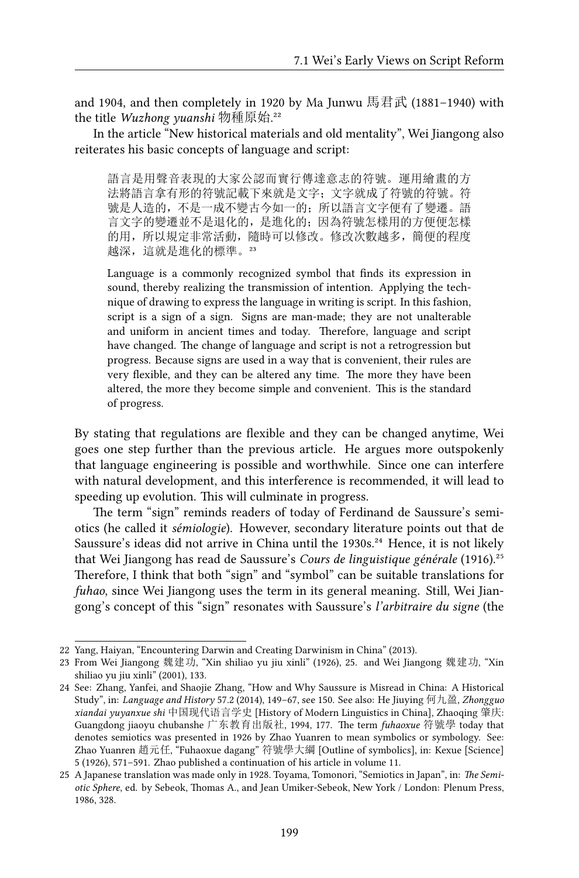and 1904, and then completely in 1920 by Ma Junwu 馬君武 (1881–1940) with the title *Wuzhong yuanshi* 物種原始.[22]

In the article "New historical materials and old mentality", Wei Jiangong also reiterates his basic concepts of language and script:

> 語言是用聲音表現的大家公認而實行傳達意志的符號。運用繪畫的方法將語言拿有形的符號記載下來就是文字；文字就成了符號的符號。符號是人造的，不是一成不變古今如一的；所以語言文字便有了變遷。語言文字的變遷並不是退化的，是進化的；因為符號怎樣用的方便便怎樣的用，所以規定非常活動，隨時可以修改。修改次數越多，簡便的程度越深，這就是進化的標準。[23]

> Language is a commonly recognized symbol that finds its expression in sound, thereby realizing the transmission of intention. Applying the technique of drawing to express the language in writing is script. In this fashion, script is a sign of a sign. Signs are man-made; they are not unalterable and uniform in ancient times and today. Therefore, language and script have changed. The change of language and script is not a retrogression but progress. Because signs are used in a way that is convenient, their rules are very flexible, and they can be altered any time. The more they have been altered, the more they become simple and convenient. This is the standard of progress.

By stating that regulations are flexible and they can be changed anytime, Wei goes one step further than the previous article. He argues more outspokenly that language engineering is possible and worthwhile. Since one can interfere with natural development, and this interference is recommended, it will lead to speeding up evolution. This will culminate in progress.

The term "sign" reminds readers of today of Ferdinand de Saussure's semiotics (he called it *sémiologie*). However, secondary literature points out that de Saussure's ideas did not arrive in China until the 1930s.[24] Hence, it is not likely that Wei Jiangong has read de Saussure's *Cours de linguistique générale* (1916).[25] Therefore, I think that both "sign" and "symbol" can be suitable translations for *fuhao*, since Wei Jiangong uses the term in its general meaning. Still, Wei Jiangong's concept of this "sign" resonates with Saussure's *l'arbitraire du signe* (the

---

22 Yang, Haiyan, "Encountering Darwin and Creating Darwinism in China" (2013).

23 From Wei Jiangong 魏建功, "Xin shiliao yu jiu xinli" (1926), 25. and Wei Jiangong 魏建功, "Xin shiliao yu jiu xinli" (2001), 133.

24 See: Zhang, Yanfei, and Shaojie Zhang, "How and Why Saussure is Misread in China: A Historical Study", in: *Language and History* 57.2 (2014), 149–67, see 150. See also: He Jiuying 何九盈, *Zhongguo xiandai yuyanxue shi* 中国现代语言学史 [History of Modern Linguistics in China], Zhaoqing 肇庆: Guangdong jiaoyu chubanshe 广东教育出版社, 1994, 177. The term *fuhaoxue* 符號學 today that denotes semiotics was presented in 1926 by Zhao Yuanren to mean symbolics or symbology. See: Zhao Yuanren 趙元任, "Fuhaoxue dagang" 符號學大綱 [Outline of symbolics], in: Kexue [Science] 5 (1926), 571–591. Zhao published a continuation of his article in volume 11.

25 A Japanese translation was made only in 1928. Toyama, Tomonori, "Semiotics in Japan", in: *The Semiotic Sphere*, ed. by Sebeok, Thomas A., and Jean Umiker-Sebeok, New York / London: Plenum Press, 1986, 328.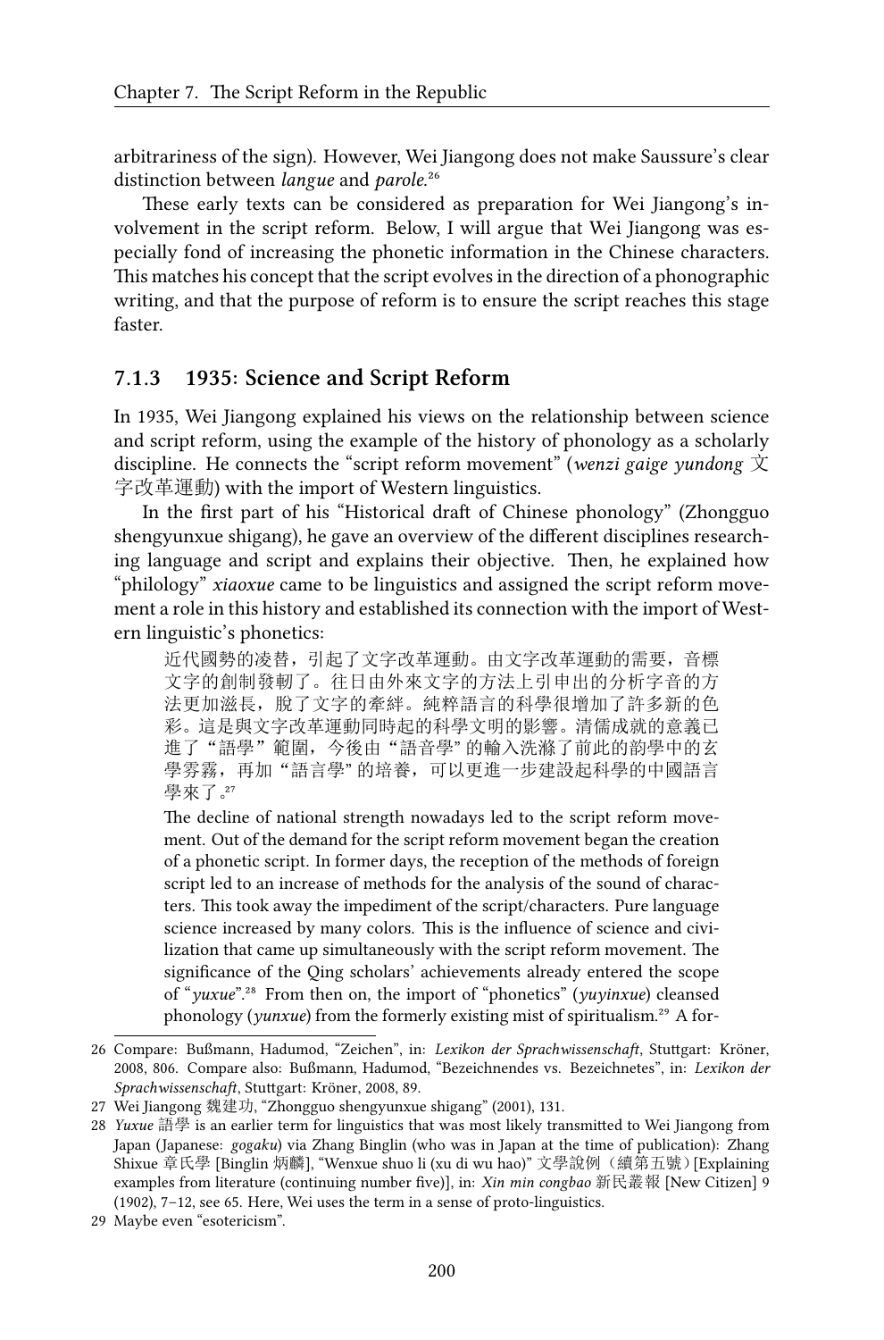arbitrariness of the sign). However, Wei Jiangong does not make Saussure's clear distinction between *langue* and *parole*.[26]

These early texts can be considered as preparation for Wei Jiangong's involvement in the script reform. Below, I will argue that Wei Jiangong was especially fond of increasing the phonetic information in the Chinese characters. This matches his concept that the script evolves in the direction of a phonographic writing, and that the purpose of reform is to ensure the script reaches this stage faster.

### 7.1.3 1935: Science and Script Reform

In 1935, Wei Jiangong explained his views on the relationship between science and script reform, using the example of the history of phonology as a scholarly discipline. He connects the "script reform movement" (*wenzi gaige yundong* 文字改革運動) with the import of Western linguistics.

In the first part of his "Historical draft of Chinese phonology" (Zhongguo shengyunxue shigang), he gave an overview of the different disciplines researching language and script and explains their objective. Then, he explained how "philology" *xiaoxue* came to be linguistics and assigned the script reform movement a role in this history and established its connection with the import of Western linguistic's phonetics:

> 近代國勢的凌替，引起了文字改革運動。由文字改革運動的需要，音標文字的創制發軔了。往日由外來文字的方法上引申出的分析字音的方法更加滋長，脫了文字的牽絆。純粹語言的科學很增加了許多新的色彩。這是與文字改革運動同時起的科學文明的影響。清儒成就的意義已進了"語學"範圍，今後由"語音學"的輸入洗滌了前此的韵學中的玄學雰霧，再加"語言學"的培養，可以更進一步建設起科學的中國語言學來了。[27]
>
> The decline of national strength nowadays led to the script reform movement. Out of the demand for the script reform movement began the creation of a phonetic script. In former days, the reception of the methods of foreign script led to an increase of methods for the analysis of the sound of characters. This took away the impediment of the script/characters. Pure language science increased by many colors. This is the influence of science and civilization that came up simultaneously with the script reform movement. The significance of the Qing scholars' achievements already entered the scope of "*yuxue*".[28] From then on, the import of "phonetics" (*yuyinxue*) cleansed phonology (*yunxue*) from the formerly existing mist of spiritualism.[29] A for-

---

26 Compare: Bußmann, Hadumod, "Zeichen", in: *Lexikon der Sprachwissenschaft*, Stuttgart: Kröner, 2008, 806. Compare also: Bußmann, Hadumod, "Bezeichnendes vs. Bezeichnetes", in: *Lexikon der Sprachwissenschaft*, Stuttgart: Kröner, 2008, 89.

27 Wei Jiangong 魏建功, "Zhongguo shengyunxue shigang" (2001), 131.

28 *Yuxue* 語學 is an earlier term for linguistics that was most likely transmitted to Wei Jiangong from Japan (Japanese: *gogaku*) via Zhang Binglin (who was in Japan at the time of publication): Zhang Shixue 章氏學 [Binglin 炳麟], "Wenxue shuo li (xu di wu hao)" 文學說例（續第五號）[Explaining examples from literature (continuing number five)], in: *Xin min congbao* 新民叢報 [New Citizen] 9 (1902), 7–12, see 65. Here, Wei uses the term in a sense of proto-linguistics.

29 Maybe even "esotericism".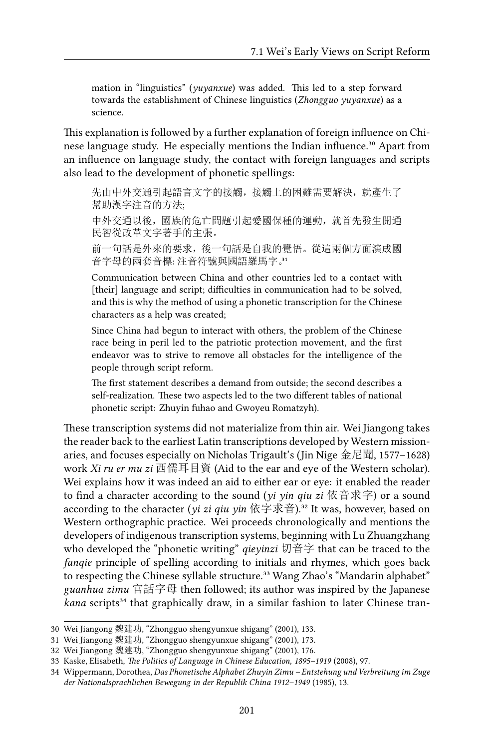> mation in "linguistics" (*yuyanxue*) was added. This led to a step forward towards the establishment of Chinese linguistics (*Zhongguo yuyanxue*) as a science.

This explanation is followed by a further explanation of foreign influence on Chinese language study. He especially mentions the Indian influence.[30] Apart from an influence on language study, the contact with foreign languages and scripts also lead to the development of phonetic spellings:

> 先由中外交通引起語言文字的接觸，接觸上的困難需要解決，就產生了幫助漢字注音的方法;
>
> 中外交通以後，國族的危亡問題引起愛國保種的運動，就首先發生開通民智從改革文字著手的主張。
>
> 前一句話是外來的要求，後一句話是自我的覺悟。從這兩個方面演成國音字母的兩套音標: 注音符號與國語羅馬字。[31]
>
> Communication between China and other countries led to a contact with [their] language and script; difficulties in communication had to be solved, and this is why the method of using a phonetic transcription for the Chinese characters as a help was created;
>
> Since China had begun to interact with others, the problem of the Chinese race being in peril led to the patriotic protection movement, and the first endeavor was to strive to remove all obstacles for the intelligence of the people through script reform.
>
> The first statement describes a demand from outside; the second describes a self-realization. These two aspects led to the two different tables of national phonetic script: Zhuyin fuhao and Gwoyeu Romatzyh).

These transcription systems did not materialize from thin air. Wei Jiangong takes the reader back to the earliest Latin transcriptions developed by Western missionaries, and focuses especially on Nicholas Trigault's (Jin Nige 金尼閣, 1577–1628) work *Xi ru er mu zi* 西儒耳目資 (Aid to the ear and eye of the Western scholar). Wei explains how it was indeed an aid to either ear or eye: it enabled the reader to find a character according to the sound (*yi yin qiu zi* 依音求字) or a sound according to the character (*yi zi qiu yin* 依字求音).[32] It was, however, based on Western orthographic practice. Wei proceeds chronologically and mentions the developers of indigenous transcription systems, beginning with Lu Zhuangzhang who developed the "phonetic writing" *qieyinzi* 切音字 that can be traced to the *fanqie* principle of spelling according to initials and rhymes, which goes back to respecting the Chinese syllable structure.[33] Wang Zhao's "Mandarin alphabet" *guanhua zimu* 官話字母 then followed; its author was inspired by the Japanese *kana* scripts[34] that graphically draw, in a similar fashion to later Chinese tran-

---

30 Wei Jiangong 魏建功, "Zhongguo shengyunxue shigang" (2001), 133.

31 Wei Jiangong 魏建功, "Zhongguo shengyunxue shigang" (2001), 173.

32 Wei Jiangong 魏建功, "Zhongguo shengyunxue shigang" (2001), 176.

33 Kaske, Elisabeth, *The Politics of Language in Chinese Education, 1895–1919* (2008), 97.

34 Wippermann, Dorothea, *Das Phonetische Alphabet Zhuyin Zimu – Entstehung und Verbreitung im Zuge der Nationalsprachlichen Bewegung in der Republik China 1912–1949* (1985), 13.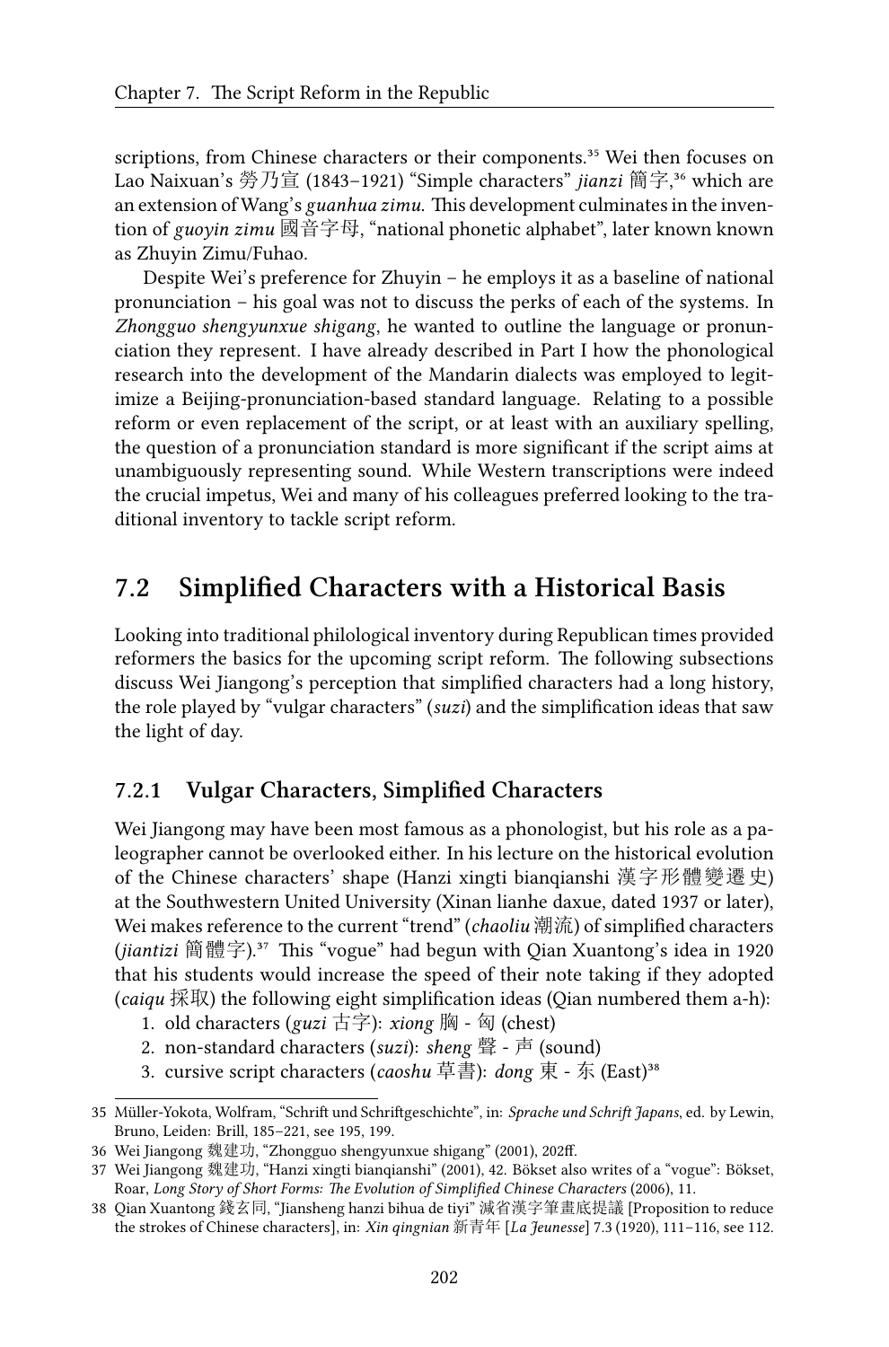scriptions, from Chinese characters or their components.[35] Wei then focuses on Lao Naixuan's 勞乃宣 (1843–1921) "Simple characters" *jianzi* 簡字,[36] which are an extension of Wang's *guanhua zimu*. This development culminates in the invention of *guoyin zimu* 國音字母, "national phonetic alphabet", later known known as Zhuyin Zimu/Fuhao.

Despite Wei's preference for Zhuyin – he employs it as a baseline of national pronunciation – his goal was not to discuss the perks of each of the systems. In *Zhongguo shengyunxue shigang*, he wanted to outline the language or pronunciation they represent. I have already described in Part I how the phonological research into the development of the Mandarin dialects was employed to legitimize a Beijing-pronunciation-based standard language. Relating to a possible reform or even replacement of the script, or at least with an auxiliary spelling, the question of a pronunciation standard is more significant if the script aims at unambiguously representing sound. While Western transcriptions were indeed the crucial impetus, Wei and many of his colleagues preferred looking to the traditional inventory to tackle script reform.

## 7.2 Simplified Characters with a Historical Basis

Looking into traditional philological inventory during Republican times provided reformers the basics for the upcoming script reform. The following subsections discuss Wei Jiangong's perception that simplified characters had a long history, the role played by "vulgar characters" (*suzi*) and the simplification ideas that saw the light of day.

### 7.2.1 Vulgar Characters, Simplified Characters

Wei Jiangong may have been most famous as a phonologist, but his role as a paleographer cannot be overlooked either. In his lecture on the historical evolution of the Chinese characters' shape (Hanzi xingti bianqianshi 漢字形體變遷史) at the Southwestern United University (Xinan lianhe daxue, dated 1937 or later), Wei makes reference to the current "trend" (*chaoliu* 潮流) of simplified characters (*jiantizi* 簡體字).[37] This "vogue" had begun with Qian Xuantong's idea in 1920 that his students would increase the speed of their note taking if they adopted (*caiqu* 採取) the following eight simplification ideas (Qian numbered them a-h):

1. old characters (*guzi* 古字): *xiong* 胸 - 匈 (chest)
2. non-standard characters (*suzi*): *sheng* 聲 - 声 (sound)
3. cursive script characters (*caoshu* 草書): *dong* 東 - 东 (East)[38]

---

35 Müller-Yokota, Wolfram, "Schrift und Schriftgeschichte", in: *Sprache und Schrift Japans*, ed. by Lewin, Bruno, Leiden: Brill, 185–221, see 195, 199.

36 Wei Jiangong 魏建功, "Zhongguo shengyunxue shigang" (2001), 202ff.

37 Wei Jiangong 魏建功, "Hanzi xingti bianqianshi" (2001), 42. Bökset also writes of a "vogue": Bökset, Roar, *Long Story of Short Forms: The Evolution of Simplified Chinese Characters* (2006), 11.

38 Qian Xuantong 錢玄同, "Jiansheng hanzi bihua de tiyi" 減省漢字筆畫底提議 [Proposition to reduce the strokes of Chinese characters], in: *Xin qingnian* 新青年 [*La Jeunesse*] 7.3 (1920), 111–116, see 112.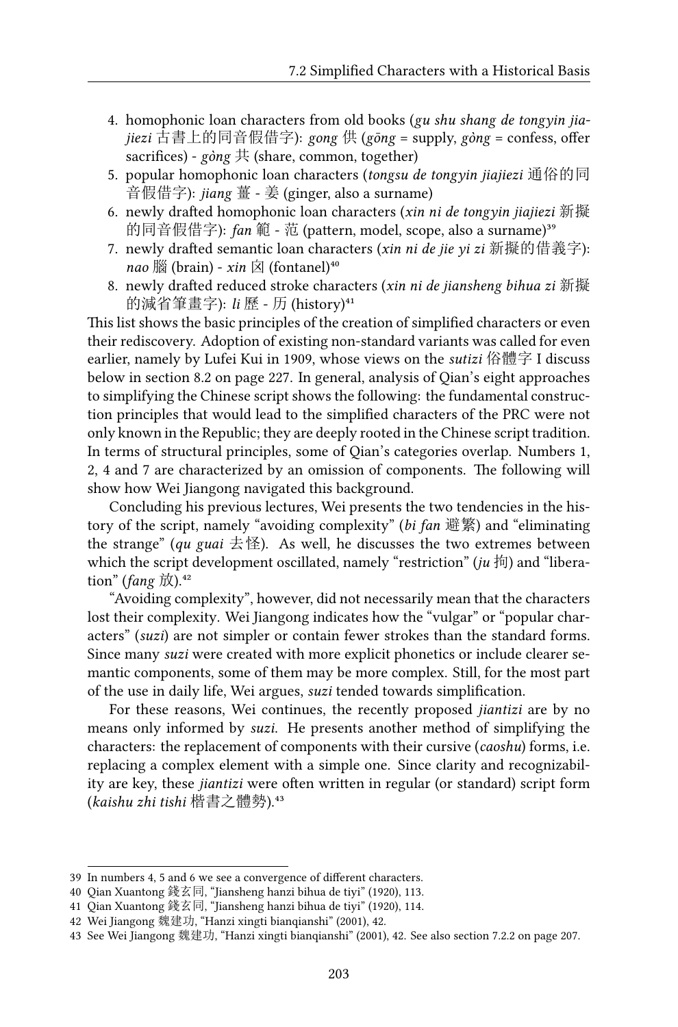4. homophonic loan characters from old books (*gu shu shang de tongyin jiajiezi* 古書上的同音假借字): *gong* 供 (*gōng* = supply, *gòng* = confess, offer sacrifices) - *gòng* 共 (share, common, together)
5. popular homophonic loan characters (*tongsu de tongyin jiajiezi* 通俗的同音假借字): *jiang* 薑 - 姜 (ginger, also a surname)
6. newly drafted homophonic loan characters (*xin ni de tongyin jiajiezi* 新擬的同音假借字): *fan* 範 - 范 (pattern, model, scope, also a surname)[39]
7. newly drafted semantic loan characters (*xin ni de jie yi zi* 新擬的借義字): *nao* 腦 (brain) - *xin* 囟 (fontanel)[40]
8. newly drafted reduced stroke characters (*xin ni de jiansheng bihua zi* 新擬的減省筆畫字): *li* 歷 - 历 (history)[41]

This list shows the basic principles of the creation of simplified characters or even their rediscovery. Adoption of existing non-standard variants was called for even earlier, namely by Lufei Kui in 1909, whose views on the *sutizi* 俗體字 I discuss below in section 8.2 on page 227. In general, analysis of Qian's eight approaches to simplifying the Chinese script shows the following: the fundamental construction principles that would lead to the simplified characters of the PRC were not only known in the Republic; they are deeply rooted in the Chinese script tradition. In terms of structural principles, some of Qian's categories overlap. Numbers 1, 2, 4 and 7 are characterized by an omission of components. The following will show how Wei Jiangong navigated this background.

Concluding his previous lectures, Wei presents the two tendencies in the history of the script, namely "avoiding complexity" (*bi fan* 避繁) and "eliminating the strange" (*qu guai* 去怪). As well, he discusses the two extremes between which the script development oscillated, namely "restriction" (*ju* 拘) and "liberation" (*fang* 放).[42]

"Avoiding complexity", however, did not necessarily mean that the characters lost their complexity. Wei Jiangong indicates how the "vulgar" or "popular characters" (*suzi*) are not simpler or contain fewer strokes than the standard forms. Since many *suzi* were created with more explicit phonetics or include clearer semantic components, some of them may be more complex. Still, for the most part of the use in daily life, Wei argues, *suzi* tended towards simplification.

For these reasons, Wei continues, the recently proposed *jiantizi* are by no means only informed by *suzi*. He presents another method of simplifying the characters: the replacement of components with their cursive (*caoshu*) forms, i.e. replacing a complex element with a simple one. Since clarity and recognizability are key, these *jiantizi* were often written in regular (or standard) script form (*kaishu zhi tishi* 楷書之體勢).[43]

---

39 In numbers 4, 5 and 6 we see a convergence of different characters.

40 Qian Xuantong 錢玄同, "Jiansheng hanzi bihua de tiyi" (1920), 113.

41 Qian Xuantong 錢玄同, "Jiansheng hanzi bihua de tiyi" (1920), 114.

42 Wei Jiangong 魏建功, "Hanzi xingti bianqianshi" (2001), 42.

43 See Wei Jiangong 魏建功, "Hanzi xingti bianqianshi" (2001), 42. See also section 7.2.2 on page 207.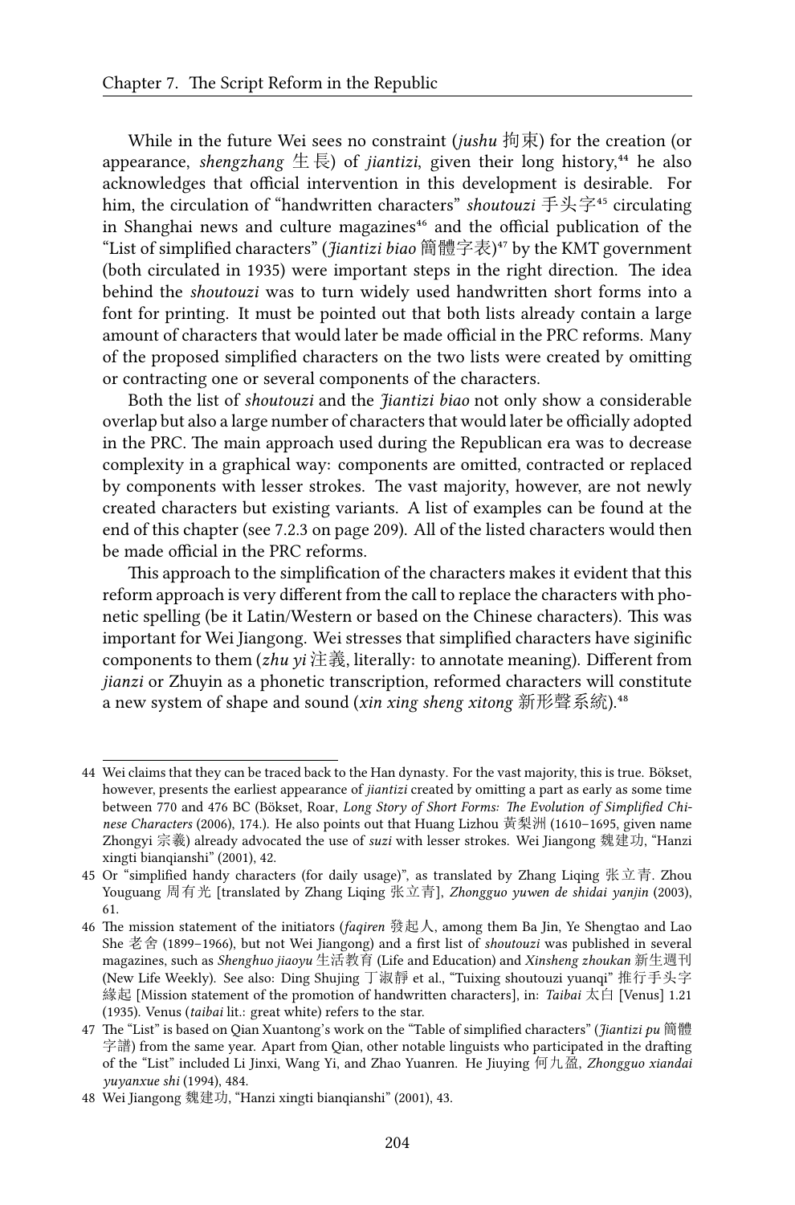While in the future Wei sees no constraint (*jushu* 拘束) for the creation (or appearance, *shengzhang* 生長) of *jiantizi*, given their long history,[44] he also acknowledges that official intervention in this development is desirable. For him, the circulation of "handwritten characters" *shoutouzi* 手头字[45] circulating in Shanghai news and culture magazines[46] and the official publication of the "List of simplified characters" (*Jiantizi biao* 簡體字表)[47] by the KMT government (both circulated in 1935) were important steps in the right direction. The idea behind the *shoutouzi* was to turn widely used handwritten short forms into a font for printing. It must be pointed out that both lists already contain a large amount of characters that would later be made official in the PRC reforms. Many of the proposed simplified characters on the two lists were created by omitting or contracting one or several components of the characters.

Both the list of *shoutouzi* and the *Jiantizi biao* not only show a considerable overlap but also a large number of characters that would later be officially adopted in the PRC. The main approach used during the Republican era was to decrease complexity in a graphical way: components are omitted, contracted or replaced by components with lesser strokes. The vast majority, however, are not newly created characters but existing variants. A list of examples can be found at the end of this chapter (see 7.2.3 on page 209). All of the listed characters would then be made official in the PRC reforms.

This approach to the simplification of the characters makes it evident that this reform approach is very different from the call to replace the characters with phonetic spelling (be it Latin/Western or based on the Chinese characters). This was important for Wei Jiangong. Wei stresses that simplified characters have siginific components to them (*zhu yi* 注義, literally: to annotate meaning). Different from *jianzi* or Zhuyin as a phonetic transcription, reformed characters will constitute a new system of shape and sound (*xin xing sheng xitong* 新形聲系統).[48]

---

44 Wei claims that they can be traced back to the Han dynasty. For the vast majority, this is true. Bökset, however, presents the earliest appearance of *jiantizi* created by omitting a part as early as some time between 770 and 476 BC (Bökset, Roar, *Long Story of Short Forms: The Evolution of Simplified Chinese Characters* (2006), 174.). He also points out that Huang Lizhou 黄梨洲 (1610–1695, given name Zhongyi 宗羲) already advocated the use of *suzi* with lesser strokes. Wei Jiangong 魏建功, "Hanzi xingti bianqianshi" (2001), 42.

45 Or "simplified handy characters (for daily usage)", as translated by Zhang Liqing 张立青. Zhou Youguang 周有光 [translated by Zhang Liqing 张立青], *Zhongguo yuwen de shidai yanjin* (2003), 61.

46 The mission statement of the initiators (*faqiren* 發起人, among them Ba Jin, Ye Shengtao and Lao She 老舍 (1899–1966), but not Wei Jiangong) and a first list of *shoutouzi* was published in several magazines, such as *Shenghuo jiaoyu* 生活教育 (Life and Education) and *Xinsheng zhoukan* 新生週刊 (New Life Weekly). See also: Ding Shujing 丁淑靜 et al., "Tuixing shoutouzi yuanqi" 推行手头字緣起 [Mission statement of the promotion of handwritten characters], in: *Taibai* 太白 [Venus] 1.21 (1935). Venus (*taibai* lit.: great white) refers to the star.

47 The "List" is based on Qian Xuantong's work on the "Table of simplified characters" (*Jiantizi pu* 簡體字譜) from the same year. Apart from Qian, other notable linguists who participated in the drafting of the "List" included Li Jinxi, Wang Yi, and Zhao Yuanren. He Jiuying 何九盈, *Zhongguo xiandai yuyanxue shi* (1994), 484.

48 Wei Jiangong 魏建功, "Hanzi xingti bianqianshi" (2001), 43.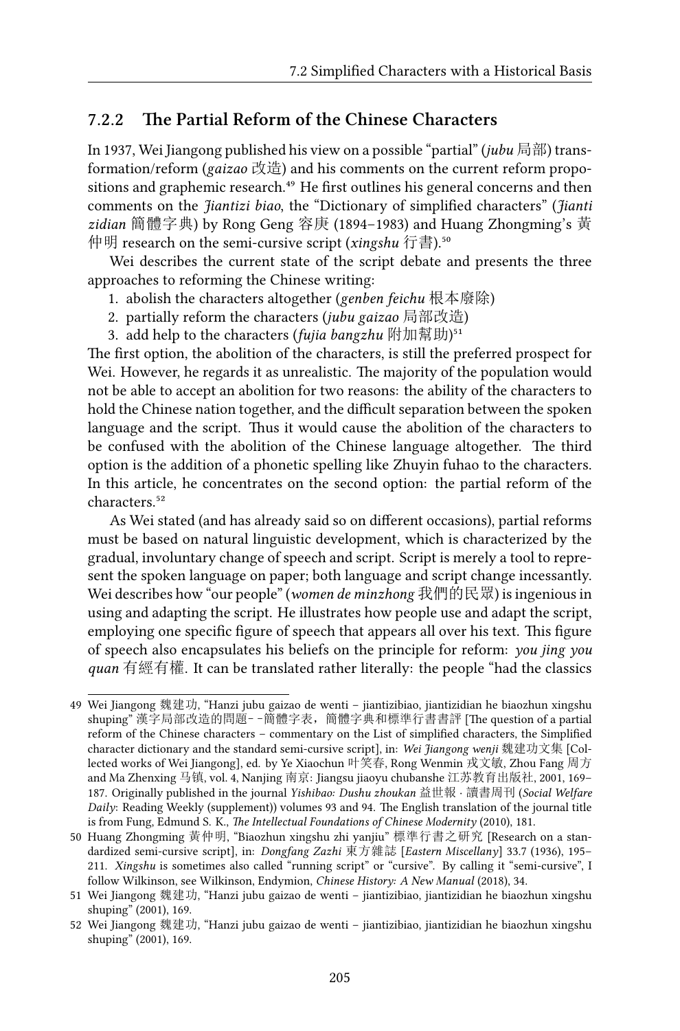### 7.2.2 The Partial Reform of the Chinese Characters

In 1937, Wei Jiangong published his view on a possible "partial" (*jubu* 局部) transformation/reform (*gaizao* 改造) and his comments on the current reform propositions and graphemic research.[49] He first outlines his general concerns and then comments on the *Jiantizi biao*, the "Dictionary of simplified characters" (*Jianti zidian* 簡體字典) by Rong Geng 容庚 (1894–1983) and Huang Zhongming's 黃仲明 research on the semi-cursive script (*xingshu* 行書).[50]

Wei describes the current state of the script debate and presents the three approaches to reforming the Chinese writing:

1. abolish the characters altogether (*genben feichu* 根本廢除)
2. partially reform the characters (*jubu gaizao* 局部改造)
3. add help to the characters (*fujia bangzhu* 附加幫助)[51]

The first option, the abolition of the characters, is still the preferred prospect for Wei. However, he regards it as unrealistic. The majority of the population would not be able to accept an abolition for two reasons: the ability of the characters to hold the Chinese nation together, and the difficult separation between the spoken language and the script. Thus it would cause the abolition of the characters to be confused with the abolition of the Chinese language altogether. The third option is the addition of a phonetic spelling like Zhuyin fuhao to the characters. In this article, he concentrates on the second option: the partial reform of the characters.[52]

As Wei stated (and has already said so on different occasions), partial reforms must be based on natural linguistic development, which is characterized by the gradual, involuntary change of speech and script. Script is merely a tool to represent the spoken language on paper; both language and script change incessantly. Wei describes how "our people" (*women de minzhong* 我們的民眾) is ingenious in using and adapting the script. He illustrates how people use and adapt the script, employing one specific figure of speech that appears all over his text. This figure of speech also encapsulates his beliefs on the principle for reform: *you jing you quan* 有經有權. It can be translated rather literally: the people "had the classics

---

49 Wei Jiangong 魏建功, "Hanzi jubu gaizao de wenti – jiantizibiao, jiantizidian he biaozhun xingshu shuping" 漢字局部改造的問題–-簡體字表，簡體字典和標準行書書評 [The question of a partial reform of the Chinese characters – commentary on the List of simplified characters, the Simplified character dictionary and the standard semi-cursive script], in: *Wei Jiangong wenji* 魏建功文集 [Collected works of Wei Jiangong], ed. by Ye Xiaochun 叶笑春, Rong Wenmin 戎文敏, Zhou Fang 周方 and Ma Zhenxing 马镇, vol. 4, Nanjing 南京: Jiangsu jiaoyu chubanshe 江苏教育出版社, 2001, 169–187. Originally published in the journal *Yishibao: Dushu zhoukan* 益世報 · 讀書周刊 (*Social Welfare Daily*: Reading Weekly (supplement)) volumes 93 and 94. The English translation of the journal title is from Fung, Edmund S. K., *The Intellectual Foundations of Chinese Modernity* (2010), 181.

50 Huang Zhongming 黃仲明, "Biaozhun xingshu zhi yanjiu" 標準行書之研究 [Research on a standardized semi-cursive script], in: *Dongfang Zazhi* 東方雜誌 [*Eastern Miscellany*] 33.7 (1936), 195–211. *Xingshu* is sometimes also called "running script" or "cursive". By calling it "semi-cursive", I follow Wilkinson, see Wilkinson, Endymion, *Chinese History: A New Manual* (2018), 34.

51 Wei Jiangong 魏建功, "Hanzi jubu gaizao de wenti – jiantizibiao, jiantizidian he biaozhun xingshu shuping" (2001), 169.

52 Wei Jiangong 魏建功, "Hanzi jubu gaizao de wenti – jiantizibiao, jiantizidian he biaozhun xingshu shuping" (2001), 169.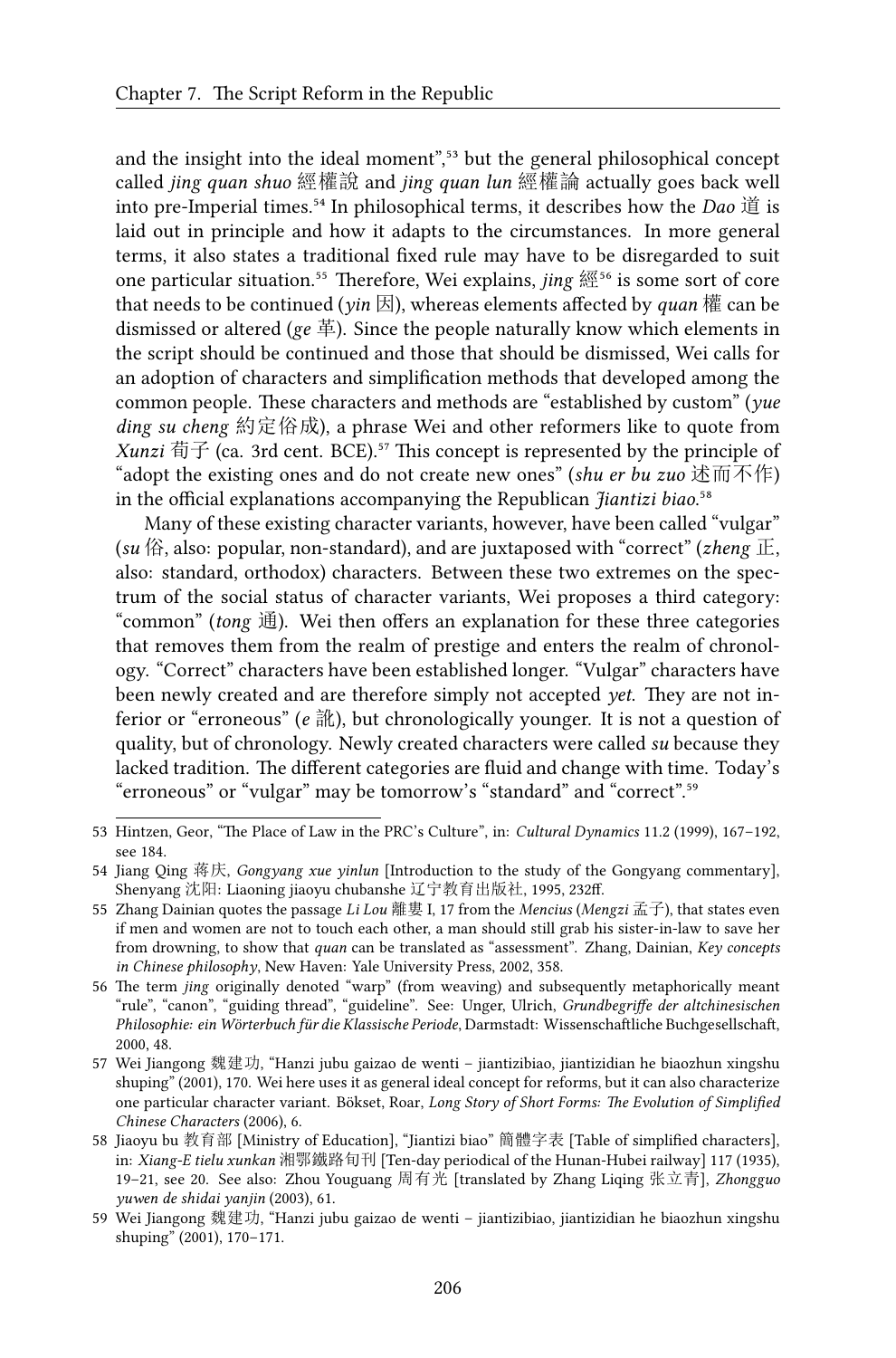and the insight into the ideal moment",[53] but the general philosophical concept called *jing quan shuo* 經權說 and *jing quan lun* 經權論 actually goes back well into pre-Imperial times.[54] In philosophical terms, it describes how the *Dao* 道 is laid out in principle and how it adapts to the circumstances. In more general terms, it also states a traditional fixed rule may have to be disregarded to suit one particular situation.[55] Therefore, Wei explains, *jing* 經[56] is some sort of core that needs to be continued (*yin* 因), whereas elements affected by *quan* 權 can be dismissed or altered (*ge* 革). Since the people naturally know which elements in the script should be continued and those that should be dismissed, Wei calls for an adoption of characters and simplification methods that developed among the common people. These characters and methods are "established by custom" (*yue ding su cheng* 約定俗成), a phrase Wei and other reformers like to quote from *Xunzi* 荀子 (ca. 3rd cent. BCE).[57] This concept is represented by the principle of "adopt the existing ones and do not create new ones" (*shu er bu zuo* 述而不作) in the official explanations accompanying the Republican *Jiantizi biao*.[58]

Many of these existing character variants, however, have been called "vulgar" (*su* 俗, also: popular, non-standard), and are juxtaposed with "correct" (*zheng* 正, also: standard, orthodox) characters. Between these two extremes on the spectrum of the social status of character variants, Wei proposes a third category: "common" (*tong* 通). Wei then offers an explanation for these three categories that removes them from the realm of prestige and enters the realm of chronology. "Correct" characters have been established longer. "Vulgar" characters have been newly created and are therefore simply not accepted *yet*. They are not inferior or "erroneous" (*e* 訛), but chronologically younger. It is not a question of quality, but of chronology. Newly created characters were called *su* because they lacked tradition. The different categories are fluid and change with time. Today's "erroneous" or "vulgar" may be tomorrow's "standard" and "correct".[59]

---

53 Hintzen, Geor, "The Place of Law in the PRC's Culture", in: *Cultural Dynamics* 11.2 (1999), 167–192, see 184.

54 Jiang Qing 蒋庆, *Gongyang xue yinlun* [Introduction to the study of the Gongyang commentary], Shenyang 沈阳: Liaoning jiaoyu chubanshe 辽宁教育出版社, 1995, 232ff.

55 Zhang Dainian quotes the passage *Li Lou* 離婁 I, 17 from the *Mencius* (*Mengzi* 孟子), that states even if men and women are not to touch each other, a man should still grab his sister-in-law to save her from drowning, to show that *quan* can be translated as "assessment". Zhang, Dainian, *Key concepts in Chinese philosophy*, New Haven: Yale University Press, 2002, 358.

56 The term *jing* originally denoted "warp" (from weaving) and subsequently metaphorically meant "rule", "canon", "guiding thread", "guideline". See: Unger, Ulrich, *Grundbegriffe der altchinesischen Philosophie: ein Wörterbuch für die Klassische Periode*, Darmstadt: Wissenschaftliche Buchgesellschaft, 2000, 48.

57 Wei Jiangong 魏建功, "Hanzi jubu gaizao de wenti – jiantizibiao, jiantizidian he biaozhun xingshu shuping" (2001), 170. Wei here uses it as general ideal concept for reforms, but it can also characterize one particular character variant. Bökset, Roar, *Long Story of Short Forms: The Evolution of Simplified Chinese Characters* (2006), 6.

58 Jiaoyu bu 教育部 [Ministry of Education], "Jiantizi biao" 簡體字表 [Table of simplified characters], in: *Xiang-E tielu xunkan* 湘鄂鐵路旬刊 [Ten-day periodical of the Hunan-Hubei railway] 117 (1935), 19–21, see 20. See also: Zhou Youguang 周有光 [translated by Zhang Liqing 张立青], *Zhongguo yuwen de shidai yanjin* (2003), 61.

59 Wei Jiangong 魏建功, "Hanzi jubu gaizao de wenti – jiantizibiao, jiantizidian he biaozhun xingshu shuping" (2001), 170–171.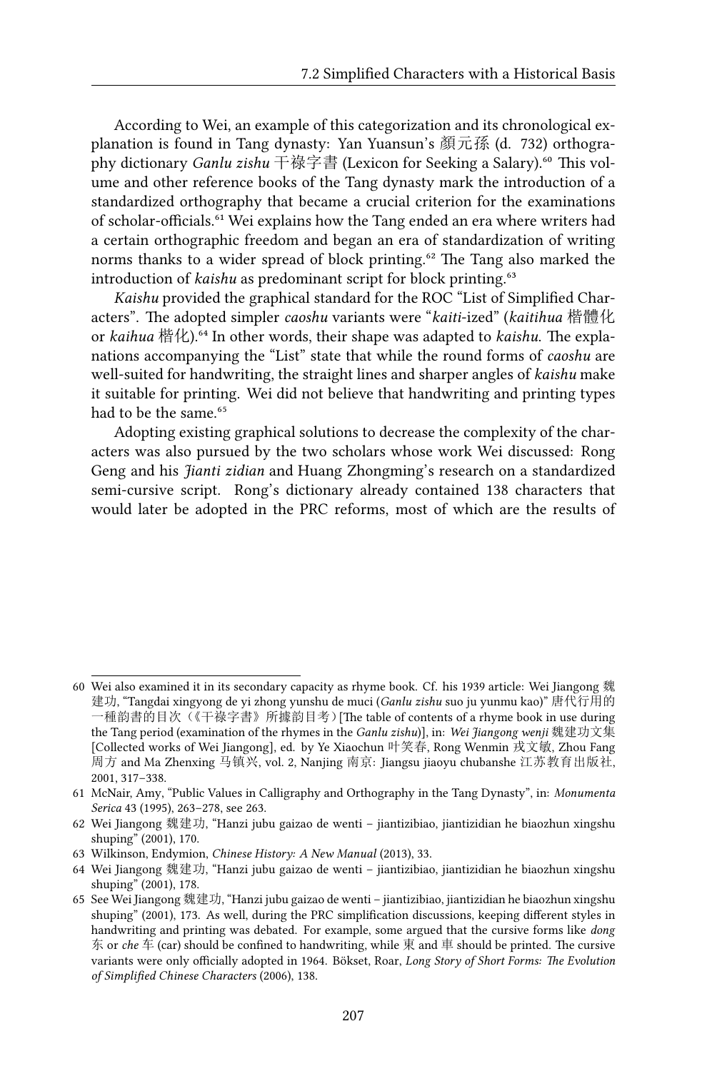According to Wei, an example of this categorization and its chronological explanation is found in Tang dynasty: Yan Yuansun's 顏元孫 (d. 732) orthography dictionary *Ganlu zishu* 干祿字書 (Lexicon for Seeking a Salary).[60] This volume and other reference books of the Tang dynasty mark the introduction of a standardized orthography that became a crucial criterion for the examinations of scholar-officials.[61] Wei explains how the Tang ended an era where writers had a certain orthographic freedom and began an era of standardization of writing norms thanks to a wider spread of block printing.[62] The Tang also marked the introduction of *kaishu* as predominant script for block printing.[63]

*Kaishu* provided the graphical standard for the ROC "List of Simplified Characters". The adopted simpler *caoshu* variants were "*kaiti*-ized" (*kaitihua* 楷體化 or *kaihua* 楷化).[64] In other words, their shape was adapted to *kaishu*. The explanations accompanying the "List" state that while the round forms of *caoshu* are well-suited for handwriting, the straight lines and sharper angles of *kaishu* make it suitable for printing. Wei did not believe that handwriting and printing types had to be the same.[65]

Adopting existing graphical solutions to decrease the complexity of the characters was also pursued by the two scholars whose work Wei discussed: Rong Geng and his *Jianti zidian* and Huang Zhongming's research on a standardized semi-cursive script. Rong's dictionary already contained 138 characters that would later be adopted in the PRC reforms, most of which are the results of

---

60 Wei also examined it in its secondary capacity as rhyme book. Cf. his 1939 article: Wei Jiangong 魏建功, "Tangdai xingyong de yi zhong yunshu de muci (*Ganlu zishu* suo ju yunmu kao)" 唐代行用的一種韵書的目次（《干祿字書》所據韵目考）[The table of contents of a rhyme book in use during the Tang period (examination of the rhymes in the *Ganlu zishu*)], in: *Wei Jiangong wenji* 魏建功文集 [Collected works of Wei Jiangong], ed. by Ye Xiaochun 叶笑春, Rong Wenmin 戎文敏, Zhou Fang 周方 and Ma Zhenxing 马镇兴, vol. 2, Nanjing 南京: Jiangsu jiaoyu chubanshe 江苏教育出版社, 2001, 317–338.

61 McNair, Amy, "Public Values in Calligraphy and Orthography in the Tang Dynasty", in: *Monumenta Serica* 43 (1995), 263–278, see 263.

62 Wei Jiangong 魏建功, "Hanzi jubu gaizao de wenti – jiantizibiao, jiantizidian he biaozhun xingshu shuping" (2001), 170.

63 Wilkinson, Endymion, *Chinese History: A New Manual* (2013), 33.

64 Wei Jiangong 魏建功, "Hanzi jubu gaizao de wenti – jiantizibiao, jiantizidian he biaozhun xingshu shuping" (2001), 178.

65 See Wei Jiangong 魏建功, "Hanzi jubu gaizao de wenti – jiantizibiao, jiantizidian he biaozhun xingshu shuping" (2001), 173. As well, during the PRC simplification discussions, keeping different styles in handwriting and printing was debated. For example, some argued that the cursive forms like *dong* 东 or *che* 车 (car) should be confined to handwriting, while 東 and 車 should be printed. The cursive variants were only officially adopted in 1964. Bökset, Roar, *Long Story of Short Forms: The Evolution of Simplified Chinese Characters* (2006), 138.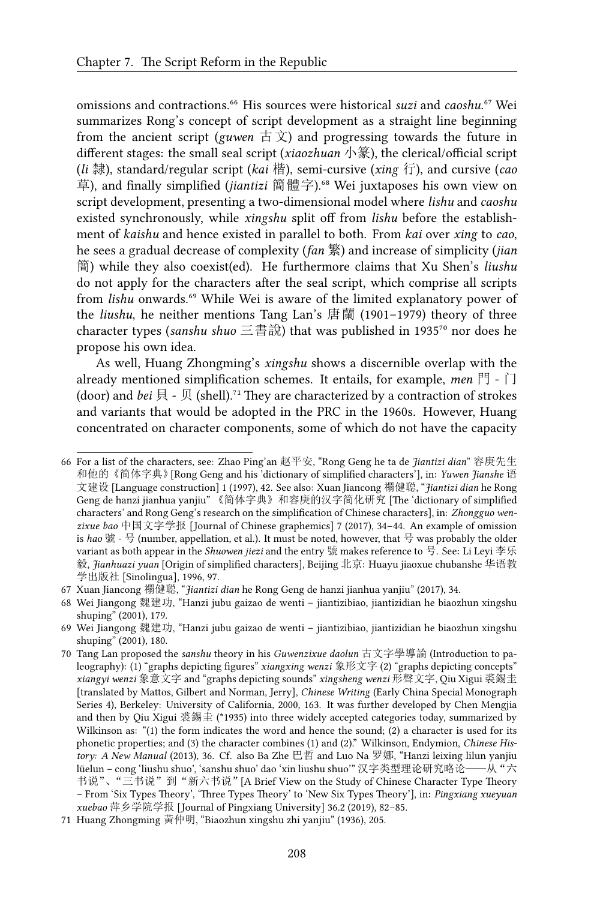omissions and contractions.[66] His sources were historical *suzi* and *caoshu*.[67] Wei summarizes Rong's concept of script development as a straight line beginning from the ancient script (*guwen* 古文) and progressing towards the future in different stages: the small seal script (*xiaozhuan* 小篆), the clerical/official script (*li* 隸), standard/regular script (*kai* 楷), semi-cursive (*xing* 行), and cursive (*cao* 草), and finally simplified (*jiantizi* 簡體字).[68] Wei juxtaposes his own view on script development, presenting a two-dimensional model where *lishu* and *caoshu* existed synchronously, while *xingshu* split off from *lishu* before the establishment of *kaishu* and hence existed in parallel to both. From *kai* over *xing* to *cao*, he sees a gradual decrease of complexity (*fan* 繁) and increase of simplicity (*jian* 簡) while they also coexist(ed). He furthermore claims that Xu Shen's *liushu* do not apply for the characters after the seal script, which comprise all scripts from *lishu* onwards.[69] While Wei is aware of the limited explanatory power of the *liushu*, he neither mentions Tang Lan's 唐蘭 (1901–1979) theory of three character types (*sanshu shuo* 三書說) that was published in 1935[70] nor does he propose his own idea.

As well, Huang Zhongming's *xingshu* shows a discernible overlap with the already mentioned simplification schemes. It entails, for example, *men* 門 - 门 (door) and *bei* 貝 - 贝 (shell).[71] They are characterized by a contraction of strokes and variants that would be adopted in the PRC in the 1960s. However, Huang concentrated on character components, some of which do not have the capacity

---

66 For a list of the characters, see: Zhao Ping'an 赵平安, "Rong Geng he ta de *Jiantizi dian*" 容庚先生和他的《简体字典》[Rong Geng and his 'dictionary of simplified characters'], in: *Yuwen Jianshe* 语文建设 [Language construction] 1 (1997), 42. See also: Xuan Jiancong 禤健聪, "*Jiantizi dian* he Rong Geng de hanzi jianhua yanjiu"《简体字典》和容庚的汉字简化研究 [The 'dictionary of simplified characters' and Rong Geng's research on the simplification of Chinese characters], in: *Zhongguo wenzixue bao* 中国文字学报 [Journal of Chinese graphemics] 7 (2017), 34–44. An example of omission is *hao* 號 - 号 (number, appellation, et al.). It must be noted, however, that 号 was probably the older variant as both appear in the *Shuowen jiezi* and the entry 號 makes reference to 号. See: Li Leyi 李乐毅, *Jianhuazi yuan* [Origin of simplified characters], Beijing 北京: Huayu jiaoxue chubanshe 华语教学出版社 [Sinolingua], 1996, 97.

67 Xuan Jiancong 禤健聪, "*Jiantizi dian* he Rong Geng de hanzi jianhua yanjiu" (2017), 34.

68 Wei Jiangong 魏建功, "Hanzi jubu gaizao de wenti – jiantizibiao, jiantizidian he biaozhun xingshu shuping" (2001), 179.

69 Wei Jiangong 魏建功, "Hanzi jubu gaizao de wenti – jiantizibiao, jiantizidian he biaozhun xingshu shuping" (2001), 180.

70 Tang Lan proposed the *sanshu* theory in his *Guwenzixue daolun* 古文字學導論 (Introduction to paleography): (1) "graphs depicting figures" *xiangxing wenzi* 象形文字 (2) "graphs depicting concepts" *xiangyi wenzi* 象意文字 and "graphs depicting sounds" *xingsheng wenzi* 形聲文字, Qiu Xigui 裘錫圭 [translated by Mattos, Gilbert and Norman, Jerry], *Chinese Writing* (Early China Special Monograph Series 4), Berkeley: University of California, 2000, 163. It was further developed by Chen Mengjia and then by Qiu Xigui 裘錫圭 (*1935) into three widely accepted categories today, summarized by Wilkinson as: "(1) the form indicates the word and hence the sound; (2) a character is used for its phonetic properties; and (3) the character combines (1) and (2)." Wilkinson, Endymion, *Chinese History: A New Manual* (2013), 36. Cf. also Ba Zhe 巴哲 and Luo Na 罗娜, "Hanzi leixing lilun yanjiu lüelun – cong 'liushu shuo', 'sanshu shuo' dao 'xin liushu shuo'" 汉字类型理论研究略论——从"六书说"、"三书说"到"新六书说" [A Brief View on the Study of Chinese Character Type Theory – From 'Six Types Theory', 'Three Types Theory' to 'New Six Types Theory'], in: *Pingxiang xueyuan xuebao* 萍乡学院学报 [Journal of Pingxiang University] 36.2 (2019), 82–85.

71 Huang Zhongming 黄仲明, "Biaozhun xingshu zhi yanjiu" (1936), 205.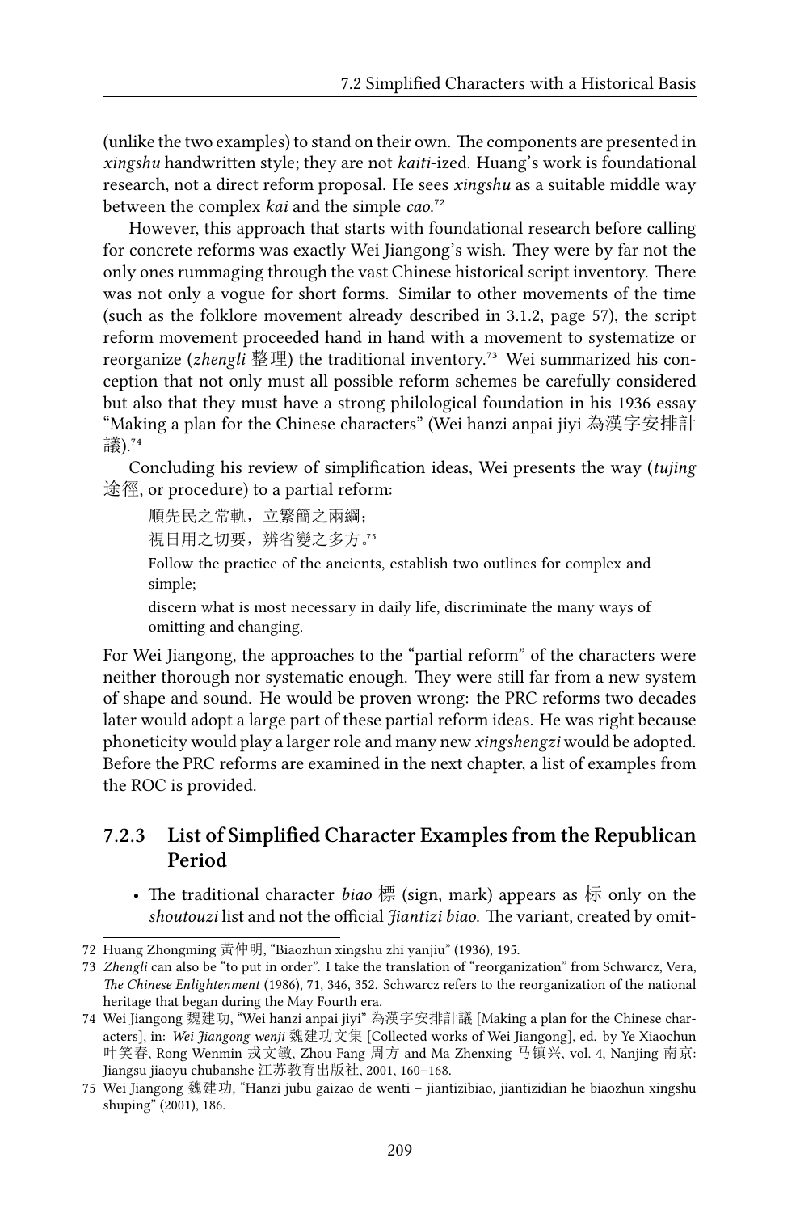(unlike the two examples) to stand on their own. The components are presented in *xingshu* handwritten style; they are not *kaiti*-ized. Huang's work is foundational research, not a direct reform proposal. He sees *xingshu* as a suitable middle way between the complex *kai* and the simple *cao*.[72]

However, this approach that starts with foundational research before calling for concrete reforms was exactly Wei Jiangong's wish. They were by far not the only ones rummaging through the vast Chinese historical script inventory. There was not only a vogue for short forms. Similar to other movements of the time (such as the folklore movement already described in 3.1.2, page 57), the script reform movement proceeded hand in hand with a movement to systematize or reorganize (*zhengli* 整理) the traditional inventory.[73] Wei summarized his conception that not only must all possible reform schemes be carefully considered but also that they must have a strong philological foundation in his 1936 essay "Making a plan for the Chinese characters" (Wei hanzi anpai jiyi 為漢字安排計議).[74]

Concluding his review of simplification ideas, Wei presents the way (*tujing* 途徑, or procedure) to a partial reform:

> 順先民之常軌，立繁簡之兩綱；
> 視日用之切要，辨省變之多方。[75]
>
> Follow the practice of the ancients, establish two outlines for complex and simple;
> discern what is most necessary in daily life, discriminate the many ways of omitting and changing.

For Wei Jiangong, the approaches to the "partial reform" of the characters were neither thorough nor systematic enough. They were still far from a new system of shape and sound. He would be proven wrong: the PRC reforms two decades later would adopt a large part of these partial reform ideas. He was right because phoneticity would play a larger role and many new *xingshengzi* would be adopted. Before the PRC reforms are examined in the next chapter, a list of examples from the ROC is provided.

### 7.2.3 List of Simplified Character Examples from the Republican Period

- The traditional character *biao* 標 (sign, mark) appears as 标 only on the *shoutouzi* list and not the official *Jiantizi biao*. The variant, created by omit-

---

72 Huang Zhongming 黃仲明, "Biaozhun xingshu zhi yanjiu" (1936), 195.

73 *Zhengli* can also be "to put in order". I take the translation of "reorganization" from Schwarcz, Vera, *The Chinese Enlightenment* (1986), 71, 346, 352. Schwarcz refers to the reorganization of the national heritage that began during the May Fourth era.

74 Wei Jiangong 魏建功, "Wei hanzi anpai jiyi" 為漢字安排計議 [Making a plan for the Chinese characters], in: *Wei Jiangong wenji* 魏建功文集 [Collected works of Wei Jiangong], ed. by Ye Xiaochun 叶笑春, Rong Wenmin 戎文敏, Zhou Fang 周方 and Ma Zhenxing 马镇兴, vol. 4, Nanjing 南京: Jiangsu jiaoyu chubanshe 江苏教育出版社, 2001, 160–168.

75 Wei Jiangong 魏建功, "Hanzi jubu gaizao de wenti – jiantizibiao, jiantizidian he biaozhun xingshu shuping" (2001), 186.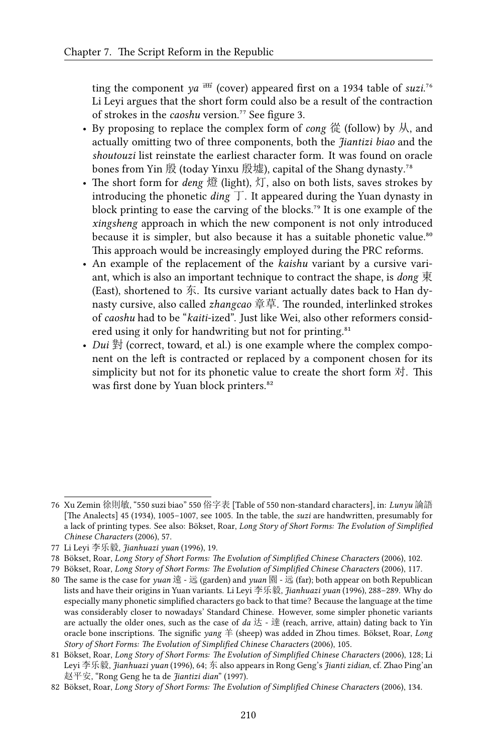ting the component *ya* 襾 (cover) appeared first on a 1934 table of *suzi*.[76] Li Leyi argues that the short form could also be a result of the contraction of strokes in the *caoshu* version.[77] See figure 3.

- By proposing to replace the complex form of *cong* 從 (follow) by 从, and actually omitting two of three components, both the *Jiantizi biao* and the *shoutouzi* list reinstate the earliest character form. It was found on oracle bones from Yin 殷 (today Yinxu 殷墟), capital of the Shang dynasty.[78]
- The short form for *deng* 燈 (light), 灯, also on both lists, saves strokes by introducing the phonetic *ding* 丁. It appeared during the Yuan dynasty in block printing to ease the carving of the blocks.[79] It is one example of the *xingsheng* approach in which the new component is not only introduced because it is simpler, but also because it has a suitable phonetic value.[80] This approach would be increasingly employed during the PRC reforms.
- An example of the replacement of the *kaishu* variant by a cursive variant, which is also an important technique to contract the shape, is *dong* 東 (East), shortened to 东. Its cursive variant actually dates back to Han dynasty cursive, also called *zhangcao* 章草. The rounded, interlinked strokes of *caoshu* had to be "*kaiti*-ized". Just like Wei, also other reformers considered using it only for handwriting but not for printing.[81]
- *Dui* 對 (correct, toward, et al.) is one example where the complex component on the left is contracted or replaced by a component chosen for its simplicity but not for its phonetic value to create the short form 对. This was first done by Yuan block printers.[82]

---

76 Xu Zemin 徐則敏, "550 suzi biao" 550 俗字表 [Table of 550 non-standard characters], in: *Lunyu* 論語 [The Analects] 45 (1934), 1005–1007, see 1005. In the table, the *suzi* are handwritten, presumably for a lack of printing types. See also: Bökset, Roar, *Long Story of Short Forms: The Evolution of Simplified Chinese Characters* (2006), 57.

77 Li Leyi 李乐毅, *Jianhuazi yuan* (1996), 19.

78 Bökset, Roar, *Long Story of Short Forms: The Evolution of Simplified Chinese Characters* (2006), 102.

79 Bökset, Roar, *Long Story of Short Forms: The Evolution of Simplified Chinese Characters* (2006), 117.

80 The same is the case for *yuan* 遠 - 远 (garden) and *yuan* 園 - 远 (far); both appear on both Republican lists and have their origins in Yuan variants. Li Leyi 李乐毅, *Jianhuazi yuan* (1996), 288–289. Why do especially many phonetic simplified characters go back to that time? Because the language at the time was considerably closer to nowadays' Standard Chinese. However, some simpler phonetic variants are actually the older ones, such as the case of *da* 达 - 達 (reach, arrive, attain) dating back to Yin oracle bone inscriptions. The signific *yang* 羊 (sheep) was added in Zhou times. Bökset, Roar, *Long Story of Short Forms: The Evolution of Simplified Chinese Characters* (2006), 105.

81 Bökset, Roar, *Long Story of Short Forms: The Evolution of Simplified Chinese Characters* (2006), 128; Li Leyi 李乐毅, *Jianhuazi yuan* (1996), 64; 东 also appears in Rong Geng's *Jianti zidian*, cf. Zhao Ping'an 赵平安, "Rong Geng he ta de *Jiantizi dian*" (1997).

82 Bökset, Roar, *Long Story of Short Forms: The Evolution of Simplified Chinese Characters* (2006), 134.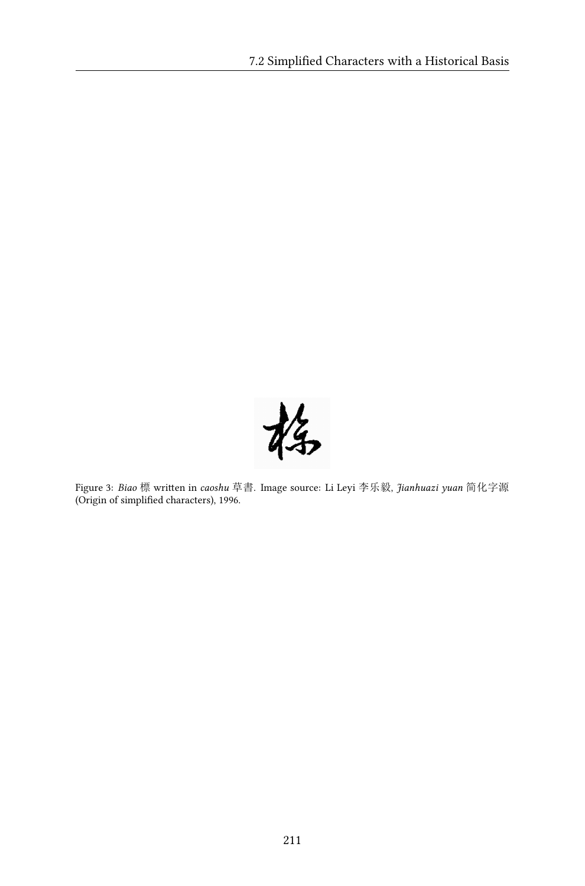Figure 3: *Biao* 標 written in *caoshu* 草書. Image source: Li Leyi 李乐毅, *Jianhuazi yuan* 简化字源 (Origin of simplified characters), 1996.